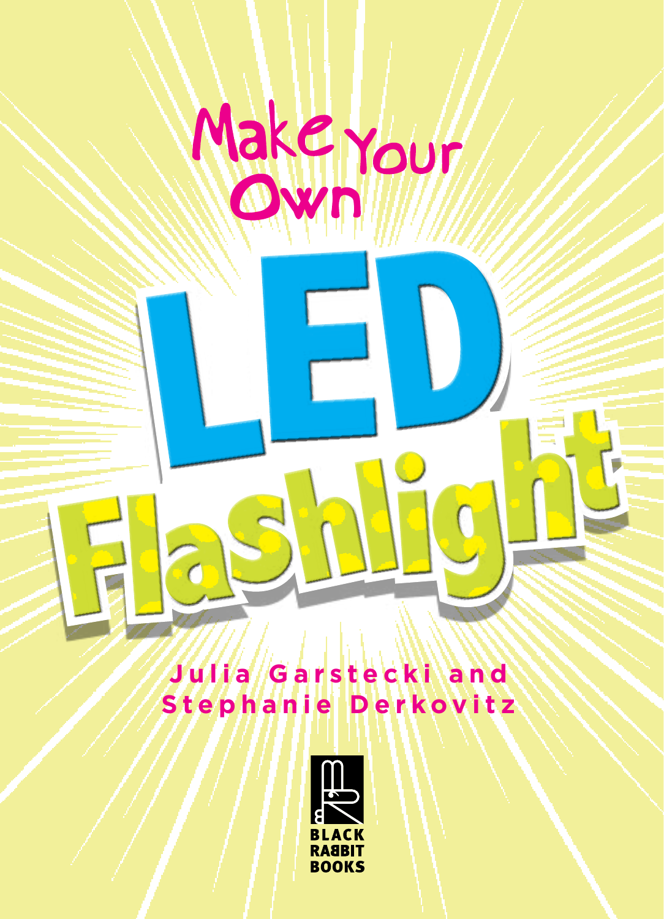# Make Your Own LED Flashlight

**Julia Garstecki and Stephanie Derkovitz**

BLACK RABBIT BOOKS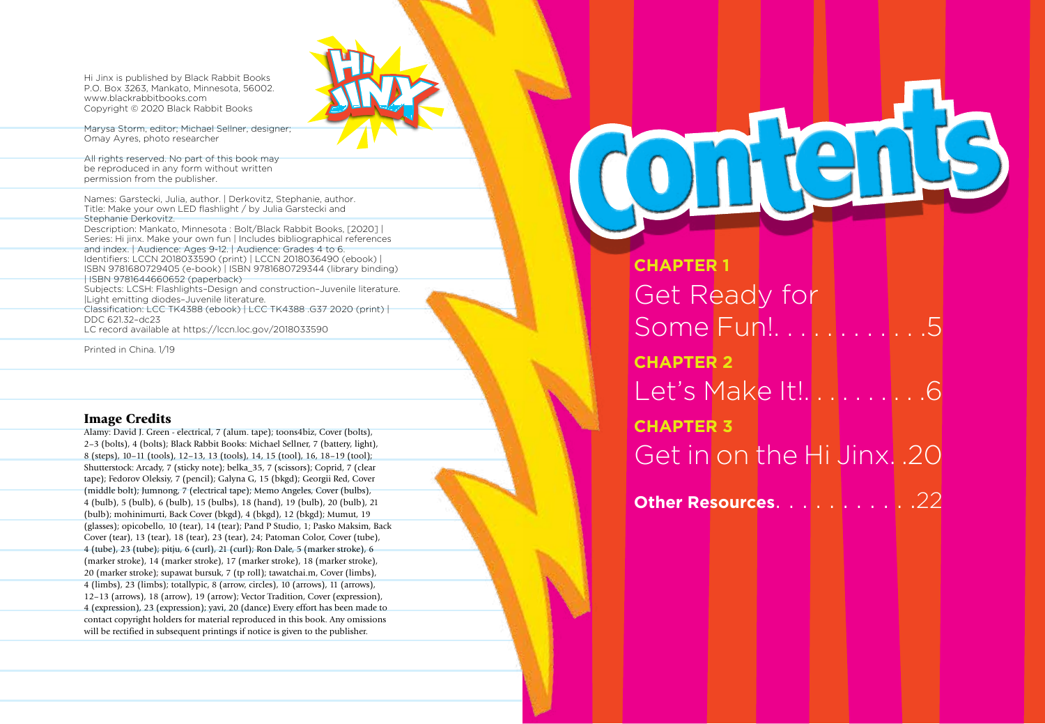Hi Jinx is published by Black Rabbit Books
P.O. Box 3263, Mankato, Minnesota, 56002.
www.blackrabbitbooks.com
Copyright © 2020 Black Rabbit Books

Marysa Storm, editor; Michael Sellner, designer;
Omay Ayres, photo researcher

All rights reserved. No part of this book may be reproduced in any form without written permission from the publisher.

Names: Garstecki, Julia, author. | Derkovitz, Stephanie, author.
Title: Make your own LED flashlight / by Julia Garstecki and Stephanie Derkovitz.
Description: Mankato, Minnesota : Bolt/Black Rabbit Books, [2020] | Series: Hi jinx. Make your own fun | Includes bibliographical references and index. | Audience: Ages 9-12. | Audience: Grades 4 to 6.
Identifiers: LCCN 2018033590 (print) | LCCN 2018036490 (ebook) | ISBN 9781680729405 (e-book) | ISBN 9781680729344 (library binding) | ISBN 9781644660652 (paperback)
Subjects: LCSH: Flashlights–Design and construction–Juvenile literature. |Light emitting diodes–Juvenile literature.
Classification: LCC TK4388 (ebook) | LCC TK4388 .G37 2020 (print) | DDC 621.32–dc23
LC record available at https://lccn.loc.gov/2018033590

Printed in China. 1/19

## Image Credits

Alamy: David J. Green - electrical, 7 (alum. tape); toons4biz, Cover (bolts), 2–3 (bolts), 4 (bolts); Black Rabbit Books: Michael Sellner, 7 (battery, light), 8 (steps), 10–11 (tools), 12–13, 13 (tools), 14, 15 (tool), 16, 18–19 (tool); Shutterstock: Arcady, 7 (sticky note); belka_35, 7 (scissors); Coprid, 7 (clear tape); Fedorov Oleksiy, 7 (pencil); Galyna G, 15 (bkgd); Georgii Red, Cover (middle bolt); Jumnong, 7 (electrical tape); Memo Angeles, Cover (bulbs), 4 (bulb), 5 (bulb), 6 (bulb), 15 (bulbs), 18 (hand), 19 (bulb), 20 (bulb), 21 (bulb); mohinimurti, Back Cover (bkgd), 4 (bkgd), 12 (bkgd); Mumut, 19 (glasses); opicobello, 10 (tear), 14 (tear); Pand P Studio, 1; Pasko Maksim, Back Cover (tear), 13 (tear), 18 (tear), 23 (tear), 24; Patoman Color, Cover (tube), 4 (tube), 23 (tube); pitju, 6 (curl), 21 (curl); Ron Dale, 5 (marker stroke), 6 (marker stroke), 14 (marker stroke), 17 (marker stroke), 18 (marker stroke), 20 (marker stroke); supawat bursuk, 7 (tp roll); tawatchai.m, Cover (limbs), 4 (limbs), 23 (limbs); totallypic, 8 (arrow, circles), 10 (arrows), 11 (arrows), 12–13 (arrows), 18 (arrow), 19 (arrow); Vector Tradition, Cover (expression), 4 (expression), 23 (expression); yavi, 20 (dance) Every effort has been made to contact copyright holders for material reproduced in this book. Any omissions will be rectified in subsequent printings if notice is given to the publisher.

# Contents

**CHAPTER 1**
Get Ready for Some Fun! . . . . . . . . . . . 5

**CHAPTER 2**
Let's Make It! . . . . . . . . . 6

**CHAPTER 3**
Get in on the Hi Jinx. . 20

**Other Resources** . . . . . . . . . . . 22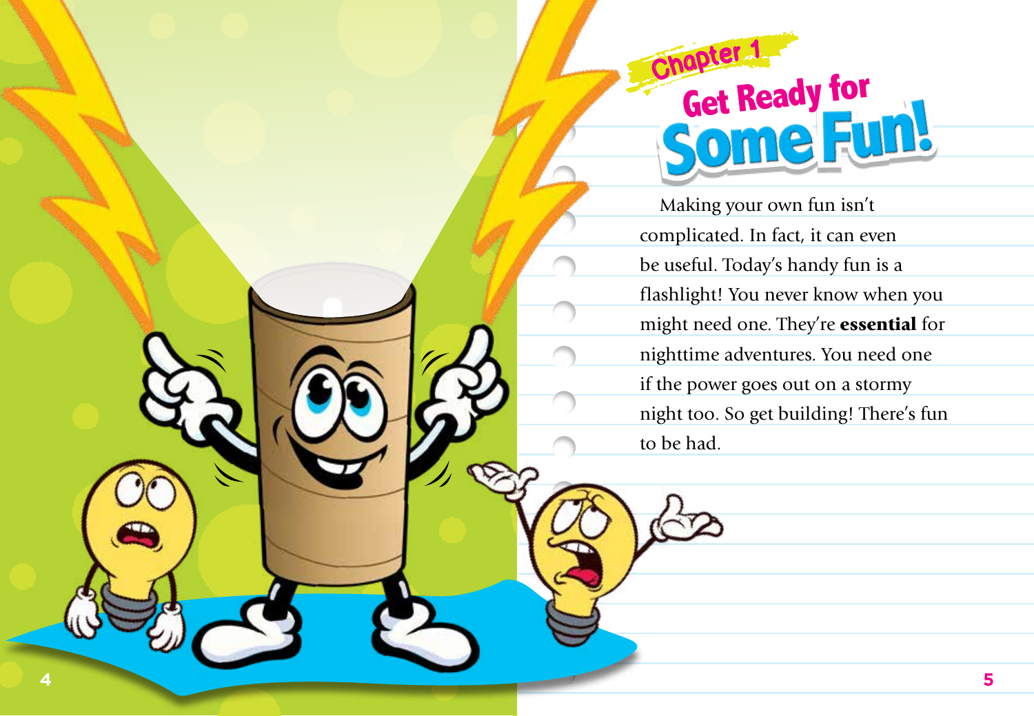Chapter 1

# Get Ready for Some Fun!

Making your own fun isn't complicated. In fact, it can even be useful. Today's handy fun is a flashlight! You never know when you might need one. They're **essential** for nighttime adventures. You need one if the power goes out on a stormy night too. So get building! There's fun to be had.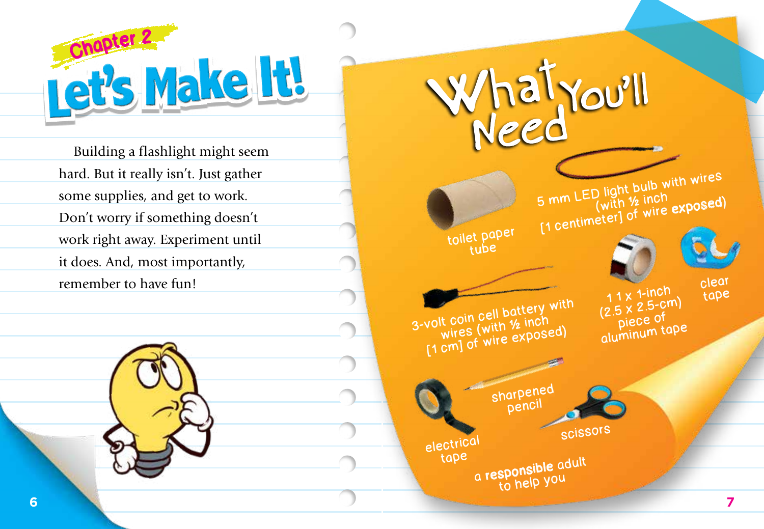## Chapter 2

# Let's Make It!

Building a flashlight might seem hard. But it really isn't. Just gather some supplies, and get to work. Don't worry if something doesn't work right away. Experiment until it does. And, most importantly, remember to have fun!

## What You'll Need

- toilet paper tube
- 5 mm LED light bulb with wires (with ½ inch [1 centimeter] of wire **exposed**)
- 3-volt coin cell battery with wires (with ½ inch [1 cm] of wire exposed)
- 1 x 1-inch (2.5 x 2.5-cm) piece of aluminum tape
- clear tape
- sharpened pencil
- electrical tape
- scissors
- a **responsible** adult to help you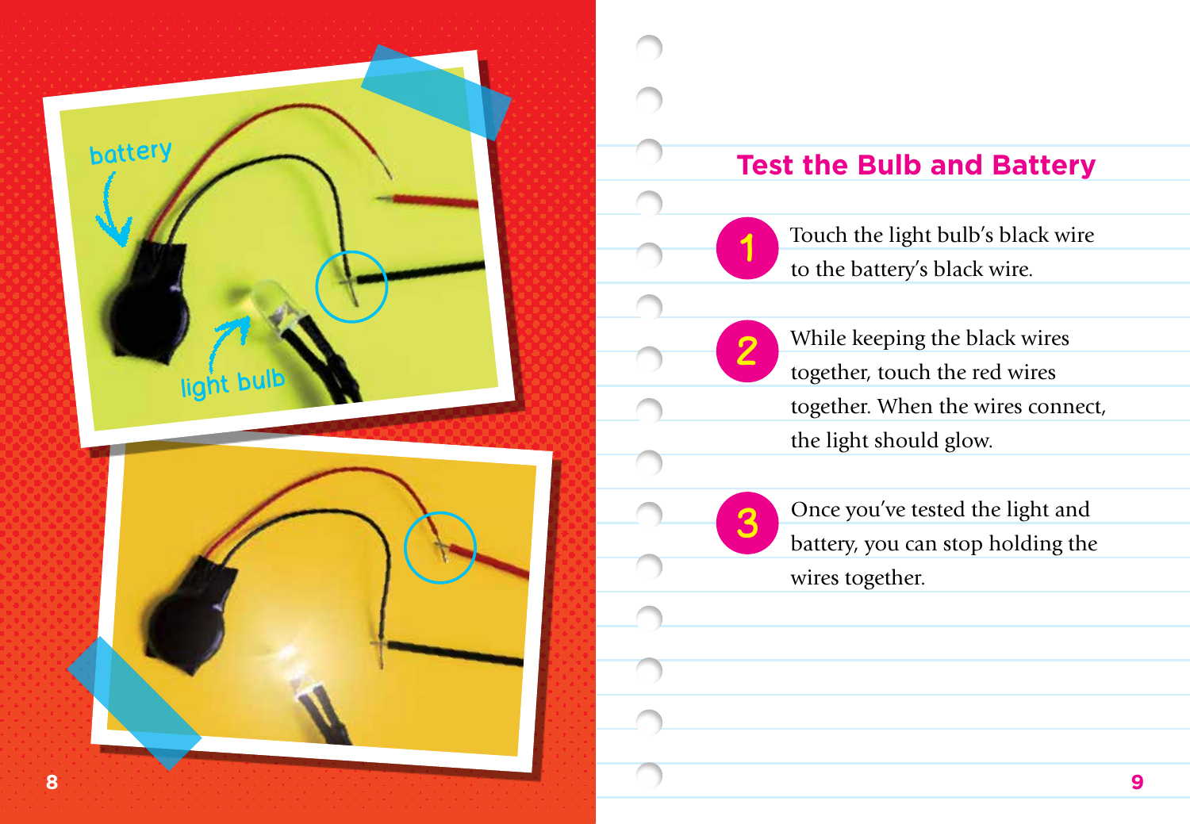## Test the Bulb and Battery

1. Touch the light bulb's black wire to the battery's black wire.

2. While keeping the black wires together, touch the red wires together. When the wires connect, the light should glow.

3. Once you've tested the light and battery, you can stop holding the wires together.